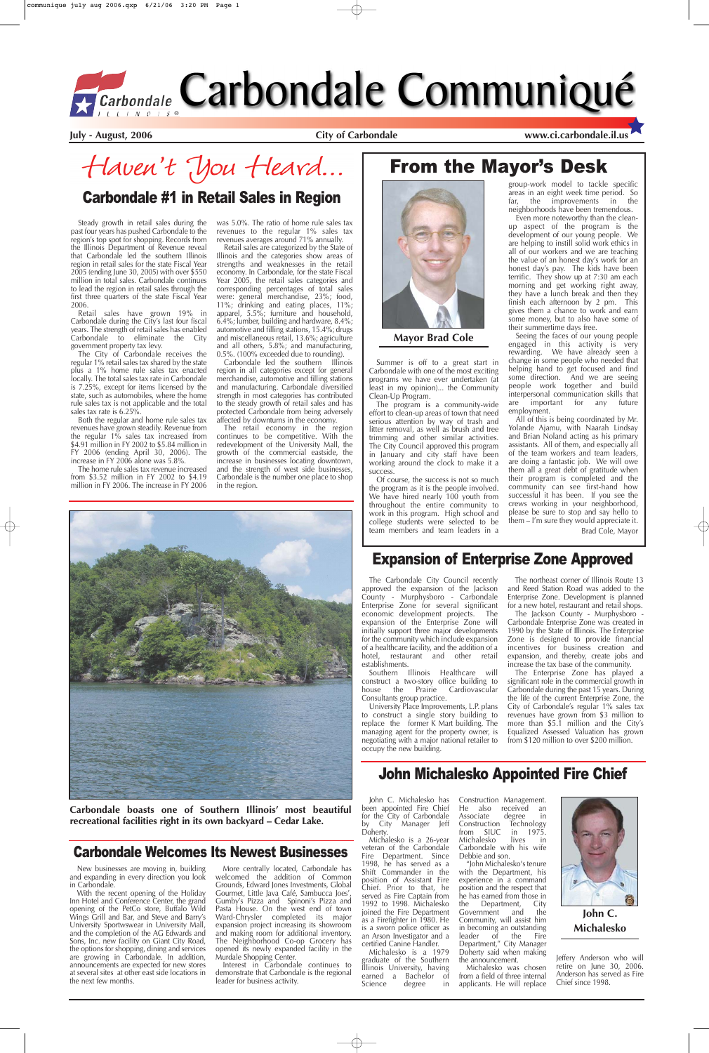# Carbondale Communiqué

**July - August, 2006** | **City of Carbondale** | **www.ci.carbondale.il.us**

*Haven't You Heard...*

## Carbondale #1 in Retail Sales in Region

Steady growth in retail sales during the past four years has pushed Carbondale to the region's top spot for shopping. Records from the Illinois Department of Revenue reveal that Carbondale led the southern Illinois region in retail sales for the state Fiscal Year 2005 (ending June 30, 2005) with over $550 million in total sales. Carbondale continues to lead the region in retail sales through the first three quarters of the state Fiscal Year 2006.

Retail sales have grown 19% in Carbondale during the City's last four fiscal years. The strength of retail sales has enabled Carbondale to eliminate the City government property tax levy.

The City of Carbondale receives the regular 1% retail sales tax shared by the state plus a 1% home rule sales tax enacted locally. The total sales tax rate in Carbondale is 7.25%, except for items licensed by the state, such as automobiles, where the home rule sales tax is not applicable and the total sales tax rate is 6.25%.

Both the regular and home rule sales tax revenues have grown steadily. Revenue from the regular 1% sales tax increased from $4.91 million in FY 2002 to $5.84 million in FY 2006 (ending April 30, 2006). The increase in FY 2006 alone was 5.8%.

The home rule sales tax revenue increased from $3.52 million in FY 2002 to $4.19 million in FY 2006. The increase in FY 2006 was 5.0%. The ratio of home rule sales tax revenues to the regular 1% sales tax revenues averages around 71% annually.

Retail sales are categorized by the State of Illinois and the categories show areas of strengths and weaknesses in the retail economy. In Carbondale, for the state Fiscal Year 2005, the retail sales categories and corresponding percentages of total sales were: general merchandise, 23%; food, 11%; drinking and eating places, 11%; apparel, 5.5%; furniture and household, 6.4%; lumber, building and hardware, 8.4%; automotive and filling stations, 15.4%; drugs and miscellaneous retail, 13.6%; agriculture and all others, 5.8%; and manufacturing, 0.5%. (100% exceeded due to rounding).

Carbondale led the southern Illinois region in all categories except for general merchandise, automotive and filling stations and manufacturing. Carbondale diversified strength in most categories has contributed to the steady growth of retail sales and has protected Carbondale from being adversely affected by downturns in the economy.

The retail economy in the region continues to be competitive. With the redevelopment of the University Mall, the growth of the commercial eastside, the increase in businesses locating downtown, and the strength of west side businesses, Carbondale is the number one place to shop in the region.

**Carbondale boasts one of Southern Illinois' most beautiful recreational facilities right in its own backyard – Cedar Lake.**

## Carbondale Welcomes Its Newest Businesses

New businesses are moving in, building and expanding in every direction you look in Carbondale.

With the recent opening of the Holiday Inn Hotel and Conference Center, the grand opening of the PetCo store, Buffalo Wild Wings Grill and Bar, and Steve and Barry's University Sportswear in University Mall, and the completion of the AG Edwards and Sons, Inc. new facility on Giant City Road, the options for shopping, dining and services are growing in Carbondale. In addition, announcements are expected for new stores at several sites at other east side locations in the next few months.

More centrally located, Carbondale has welcomed the addition of Common Grounds, Edward Jones Investments, Global Gourmet, Little Java Café, Sambucca Joes', Gumby's Pizza and Spinoni's Pizza and Pasta House. On the west end of town Ward-Chrysler completed its major expansion project increasing its showroom and making room for additional inventory. The Neighborhood Co-op Grocery has opened its newly expanded facility in the Murdale Shopping Center.

Interest in Carbondale continues to demonstrate that Carbondale is the regional leader for business activity.

## From the Mayor's Desk

**Mayor Brad Cole**

Summer is off to a great start in Carbondale with one of the most exciting programs we have ever undertaken (at least in my opinion)... the Community Clean-Up Program.

The program is a community-wide effort to clean-up areas of town that need serious attention by way of trash and litter removal, as well as brush and tree trimming and other similar activities. The City Council approved this program in January and city staff have been working around the clock to make it a success.

Of course, the success is not so much the program as it is the people involved. We have hired nearly 100 youth from throughout the entire community to work in this program. High school and college students were selected to be team members and team leaders in a group-work model to tackle specific areas in an eight week time period. So far, the improvements in the neighborhoods have been tremendous.

Even more noteworthy than the clean-up aspect of the program is the development of our young people. We are helping to instill solid work ethics in all of our workers and we are teaching the value of an honest day's work for an honest day's pay. The kids have been terrific. They show up at 7:30 am each morning and get working right away, they have a lunch break and then they finish each afternoon by 2 pm. This gives them a chance to work and earn some money, but to also have some of their summertime days free.

Seeing the faces of our young people engaged in this activity is very rewarding. We have already seen a change in some people who needed that helping hand to get focused and find some direction. And we are seeing people work together and build interpersonal communication skills that are important for any future employment.

All of this is being coordinated by Mr. Yolande Ajamu, with Naarah Lindsay and Brian Noland acting as his primary assistants. All of them, and especially all of the team workers and team leaders, are doing a fantastic job. We will owe them all a great debt of gratitude when their program is completed and the community can see first-hand how successful it has been. If you see the crews working in your neighborhood, please be sure to stop and say hello to them – I'm sure they would appreciate it.

Brad Cole, Mayor

## Expansion of Enterprise Zone Approved

The Carbondale City Council recently approved the expansion of the Jackson County - Murphysboro - Carbondale Enterprise Zone for several significant economic development projects. The expansion of the Enterprise Zone will initially support three major developments for the community which include expansion of a healthcare facility, and the addition of a hotel, restaurant and other retail establishments.

Southern Illinois Healthcare will construct a two-story office building to house the Prairie Cardiovascular Consultants group practice.

University Place Improvements, L.P. plans to construct a single story building to replace the former K Mart building. The managing agent for the property owner, is negotiating with a major national retailer to occupy the new building.

The northeast corner of Illinois Route 13 and Reed Station Road was added to the Enterprise Zone. Development is planned for a new hotel, restaurant and retail shops.

The Jackson County - Murphysboro - Carbondale Enterprise Zone was created in 1990 by the State of Illinois. The Enterprise Zone is designed to provide financial incentives for business creation and expansion, and thereby, create jobs and increase the tax base of the community.

The Enterprise Zone has played a significant role in the commercial growth in Carbondale during the past 15 years. During the life of the current Enterprise Zone, the City of Carbondale's regular 1% sales tax revenues have grown from $3 million to more than $5.1 million and the City's Equalized Assessed Valuation has grown from $120 million to over $200 million.

## John Michalesko Appointed Fire Chief

**John C. Michalesko**

John C. Michalesko has been appointed Fire Chief for the City of Carbondale by City Manager Jeff Doherty.

Michalesko is a 26-year veteran of the Carbondale Fire Department. Since 1998, he has served as a Shift Commander in the position of Assistant Fire Chief. Prior to that, he served as Fire Captain from 1992 to 1998. Michalesko joined the Fire Department as a Firefighter in 1980. He is a sworn police officer as an Arson Investigator and a certified Canine Handler.

Michalesko is a 1979 graduate of the Southern Illinois University, having earned a Bachelor of Science degree in Construction Management. He also received an Associate degree in Construction Technology from SIUC in 1975. Michalesko lives in Carbondale with his wife Debbie and son.

"John Michalesko's tenure with the Department, his experience in a command position and the respect that he has earned from those in the Department, City Government and the Community, will assist him in becoming an outstanding leader of the Fire Department," City Manager Doherty said when making the announcement.

Michalesko was chosen from a field of three internal applicants. He will replace Jeffery Anderson who will retire on June 30, 2006. Anderson has served as Fire Chief since 1998.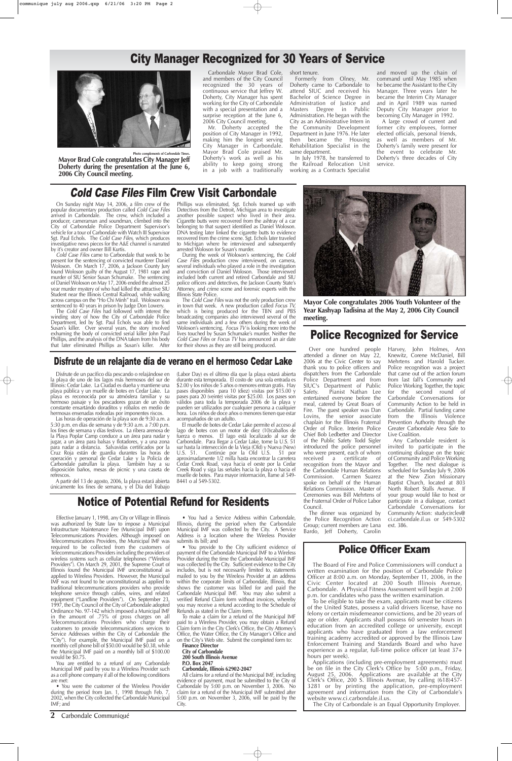# City Manager Recognized for 30 Years of Service

Photo complements of Carbondale Times.

**Mayor Brad Cole congratulates City Manager Jeff Doherty during the presentation at the June 6, 2006 City Council meeting.**

Carbondale Mayor Brad Cole, and members of the City Council recognized the 30 years of continuous service that Jeffrey W. Doherty, City Manager has spent working for the City of Carbondale with a special presentation and a surprise reception at the June 6, 2006 City Council meeting.

Mr. Doherty accepted the position of City Manager in 1992, making him the longest serving City Manager in Carbondale. Mayor Brad Cole praised Mr. Doherty's work as well as his ability to keep going strong in a job with a traditionally short tenure.

Formerly from Olney, Mr. Doherty came to Carbondale to attend SIUC and received his Bachelor of Science Degree in Administration of Justice and Masters Degree in Public Administration. He began with the City as an Administrative Intern in the Community Development Department in June 1976. He later then became the Housing Rehabilitation Specialist in the same department.

In July 1978, he transferred to the Railroad Relocation Unit working as a Contracts Specialist and moved up the chain of command until May 1985 when he became the Assistant to the City Manager. Three years later he became the Interim City Manager and in April 1989 was named Deputy City Manager prior to becoming City Manager in 1992.

A large crowd of current and former city employees, former elected officials, personal friends, as well as members of Mr. Doherty's family were present for the event to celebrate Mr. Doherty's three decades of City service.

# *Cold Case Files* Film Crew Visit Carbondale

On Sunday night May 14, 2006, a film crew of the popular documentary production called *Cold Case Files* arrived in Carbondale. The crew, which included a producer, cameraman and soundman, climbed into the City of Carbondale Police Department Supervisor's vehicle for a tour of Carbondale with Watch III Supervisor Sgt. Paul Echols. The *Cold Case Files*, which produces investigative news pieces for the A&E channel is narrated by it's creator and owner Bill Kurtis.

*Cold Case Files* came to Carbondale that week to be present for the sentencing of convicted murderer Daniel Woloson. On March 17, 2006, a Jackson County Jury found Woloson guilty of the August 17, 1981 rape and murder of SIU Senior Susan Schumake. The sentencing of Daniel Woloson on May 17, 2006 ended the almost 25 year murder mystery of who had killed the attractive SIU Student near the Illinois Central Railroad, while walking across campus on the "Ho Chi Minh" trail. Woloson was sentenced to 40 years in prison by Judge Don Lowery.

The *Cold Case Files* had followed with interest the winding story of how the City of Carbondale Police Department, led by Sgt. Paul Echols was able to find Susan's killer. Over several years, the story involved exhuming the body of convicted serial killer John Paul Phillips, and the analysis of the DNA taken from his body that later eliminated Phillips as Susan's killer. After Phillips was eliminated, Sgt. Echols teamed up with Detectives from the Detroit, Michigan area to investigate another possible suspect who lived in their area. Cigarette butts were recovered from the ashtray of a car belonging to that suspect identified as Daniel Woloson. DNA testing later linked the cigarette butts to evidence recovered from the crime scene. Sgt. Echols later traveled to Michigan where he interviewed and subsequently arrested Woloson for Susan's murder.

During the week of Woloson's sentencing, the *Cold Case Files* production crew interviewed, on camera, several individuals who played a role in the investigation and conviction of Daniel Woloson. Those interviewed included both current and retired Carbondale and SIU police officers and detectives, the Jackson County State's Attorney, and crime scene and forensic experts with the Illinois State Police.

The *Cold Case Files* was not the only production crew in town that week. A new production called *Focus TV*, which is being produced for the TBN and PBS broadcasting companies also interviewed several of the same individuals and a few others during the week of Woloson's sentencing. *Focus TV* is looking more into the lives touched by Susan Schumake's murder. Neither the *Cold Case Files* or *Focus TV* has announced an air date for their shows as they are still being produced.

**Mayor Cole congratulates 2006 Youth Volunteer of the Year Kashyap Tadisina at the May 2, 2006 City Council meeting.**

## Disfrute de un relajante día de verano en el hermoso Cedar Lake

Disfrute de un pacífico día pescando o relajándose en la playa de uno de los lagos más hermosos del sur de Illinois: Cedar Lake. La Ciudad es dueña y mantiene una playa pública y un muelle de botes en Cedar Lake. La playa es reconocida por su atmósfera familiar y su hermoso paisaje y los pescadores gozan de un éxito constante ensartándo doraditos y róbalos en medio de hermosas ensenadas rodeadas por imponentes riscos.

Las horas de operación de la playa son de 9:30 a.m. a 5:30 p.m. en días de semana y de 9:30 a.m. a 7:00 p.m. los fines de semana y días festivos. La ribera arenosa de la Playa Poplar Camp conduce a un área para nadar y jugar, a un área para balsas y flotadores, y a una zona para nadar a distancia. Salvavidas certificados por la Cruz Roja están de guardia durantes las horas de operación y personal de Cedar Lake y la Policía de Carbondale patrullan la playa. También hay a su disposición baños, mesas de picnic y una caseta de refrescos.

A partir del 13 de agosto, 2006, la playa estará abierta únicamente los fines de semana, y el Día del Trabajo (Labor Day) es el último día que la playa estará abierta durante esta temporada. El costo de una sola entrada es $2.00 y los niños de 5 años o menores entran gratis. Hay pases disponibles para 10 (diez) visitas por $15.00 y pases para 20 (veinte) visitas por $25.00. Los pases son válidos para toda la temporada 2006 de la playa y pueden ser utilizados por cualquier persona a cualquier hora. Los niños de doce años o menores tienen que estar acompañados de un adulto.

El muelle de botes de Cedar Lake permite el acceso al lago de botes con un motor de diez (10)caballos de fuerza o menos. El lago está localizado al sur de Carbondale. Para llegar a Cedar Lake, tome la U.S. 51 sur hasta la intersección de la Vieja (Old) y Nueva (New) U.S. 51. Continúe por la Old U.S. 51 por aproximadamente 1/2 milla hasta encontrar la carretera Cedar Creek Road, vaya hacia el oeste por la Cedar Creek Road y siga las señales hacia la playa o hacia el muelle de botes. Para mayor información, llame al 549-8441 o al 549-5302.

# Police Recognized for Service

Over one hundred people attended a dinner on May 22, 2006 at the Civic Center to say thank you to police officers and dispatchers from the Carbondale Police Department and from SIUC's Department of Public Safety. Pianist Nathan Lee entertained everyone before the meal, catered by Great Boars of Fire. The guest speaker was Dan Lovins, the senior associate chaplain for the Illinois Fraternal Order of Police. Interim Police Chief Bob Ledbetter and Director of the Public Safety Todd Sigler introduced the police personnel who were present, each of whom received a certificate of recognition from the Mayor and the Carbondale Human Relations Commission. Carmen Suarez spoke on behalf of the Human Relations Commission. Master of Ceremonies was Bill Mehrtens of the Fraternal Order of Police Labor Council.

The dinner was organized by the Police Recognition Action Group; current members are Lana Bardo, Jeff Doherty, Carolin Harvey, John Holmes, Ann Knewitz, Corene McDaniel, Bill Mehrtens and Harold Tucker. Police recognition was a project that came out of the action forum from last fall's Community and Police Working Together, the topic for the second round of Carbondale Conversations for Community Action to be held in Carbondale. Partial funding came from the Illinois Violence Prevention Authority through the Greater Carbondale Area Safe to Live Coalition.

Any Carbondale resident is invited to participate in the continuing dialogue on the topic of Community and Police Working Together. The next dialogue is scheduled for Sunday July 9, 2006 at the New Zion Missionary Baptist Church, located at 803 North Robert Stalls Avenue. If your group would like to host or participate in a dialogue, contact Carbondale Conversations for Community Action: studycircles@ci.carbondale.il.us or 549-5302 ext. 386.

# Notice of Potential Refund for Residents

Effective January 1, 1998, any City or Village in Illinois was authorized by State law to impose a Municipal Infrastructure Maintenance Fee (Municipal IMF) upon Telecommunications Providers. Although imposed on Telecommunications Providers, the Municipal IMF was required to be collected from the customers of Telecommunications Providers including the providers of wireless systems such as cellular telephones ("Wireless Providers"). On March 29, 2001, the Supreme Court of Illinois found the Municipal IMF unconstitutional as applied to Wireless Providers. However, the Municipal IMF was not found to be unconstitutional as applied to traditional telecommunications providers who provide telephone service through cables, wires, and related equipment ("Landline Providers"). On September 23, 1997, the City Council of the City of Carbondale adopted Ordinance No. 97-142 which imposed a Municipal IMF in the amount of .75% of gross charges on all Telecommunications Providers who charge their customers to provide telecommunications services to Service Addresses within the City of Carbondale (the "City"). For example, the Municipal IMF paid on a monthly cell phone bill of $50.00 would be $0.38, while the Municipal IMF paid on a monthly bill of $100.00 would be $0.75.

You are entitled to a refund of any Carbondale Municipal IMF paid by you to a Wireless Provider such as a cell phone company if all of the following conditions are met:

- You were the customer of the Wireless Provider during the period from Jan. 1, 1998 through Feb. 7, 2002, when the City collected the Carbondale Municipal IMF; and
- You had a Service Address within Carbondale, Illinois, during the period when the Carbondale Municipal IMF was collected by the City. A Service Address is a location where the Wireless Provider submits its bill; and
- You provide to the City sufficient evidence of payment of the Carbondale Municipal IMF to a Wireless Provider during the time the Carbondale Municipal IMF was collected by the City. Sufficient evidence to the City includes, but is not necessarily limited to, statements mailed to you by the Wireless Provider at an address within the corporate limits of Carbondale, Illinois, that shows the customer was billed for and paid the Carbondale Municipal IMF. You may also submit a verified Refund Claim form without invoices, whereby you may receive a refund according to the Schedule of Refunds as stated in the Claim form.

To make a claim for a refund of the Municipal IMF paid to a Wireless Provider, you may obtain a Refund Claim form in the City Clerk's Office, the City Attorney's Office, the Water Office, the City Manager's Office and on the City's Web site. Submit the completed form to:

**Finance Director**
**City of Carbondale**
**200 South Illinois Avenue**
**P.O. Box 2047**
**Carbondale, Illinois 62902-2047**

All claims for a refund of the Municipal IMF, including evidence of payment, must be submitted to the City of Carbondale by 5:00 p.m. on November 3, 2006. No claim for a refund of the Municipal IMF submitted after 5:00 p.m. on November 3, 2006, will be paid by the City.

# Police Officer Exam

The Board of Fire and Police Commissioners will conduct a written examination for the position of Carbondale Police Officer at 8:00 a.m. on Monday, September 11, 2006, in the Civic Center located at 200 South Illinois Avenue, Carbondale. A Physical Fitness Assessment will begin at 2:00 p.m. for candidates who pass the written examination.

To be eligible to take the exam, applicants must be citizens of the United States, possess a valid drivers license, have no felony or certain misdemeanor convictions, and be 20 years of age or older. Applicants shall possess 60 semester hours in education from an accredited college or university, except applicants who have graduated from a law enforcement training academy accredited or approved by the Illinois Law Enforcement Training and Standards Board and who have experience as a regular, full-time police officer (at least 37+ hours per week).

Applications (including pre-employment agreements) must be on file in the City Clerk's Office by 5:00 p.m., Friday, August 25, 2006. Applications are available at the City Clerk's Office, 200 S. Illinois Avenue, by calling (618)457-3281 or by printing the application, pre-employment agreement and information from the City of Carbondale's website www.ci.carbondale.il.us.

The City of Carbondale is an Equal Opportunity Employer.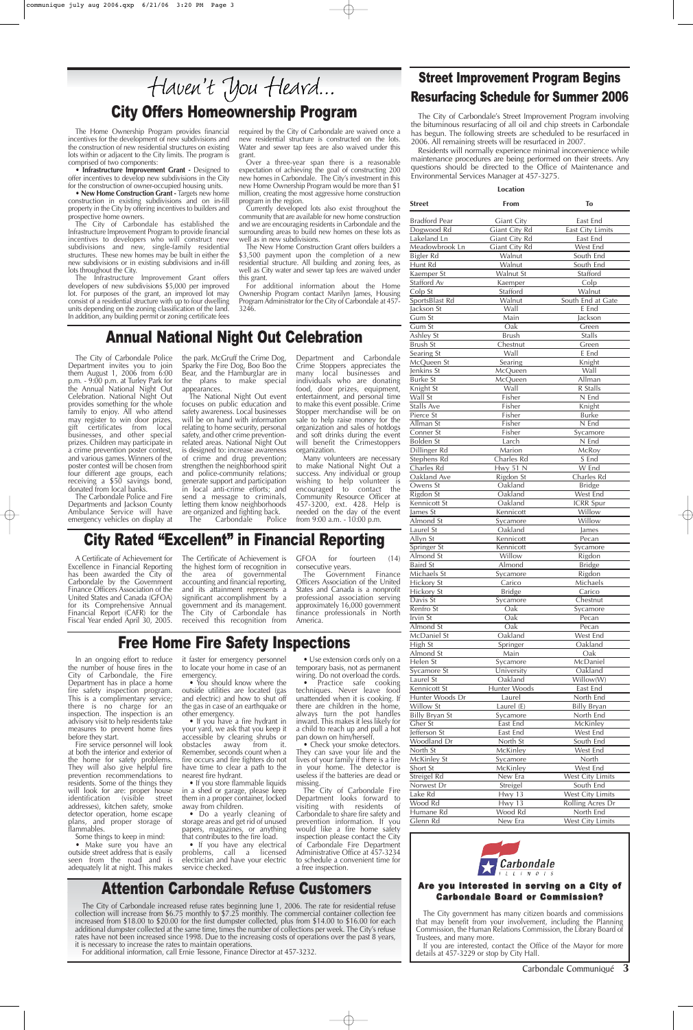# Haven't You Heard...

## City Offers Homeownership Program

The Home Ownership Program provides financial incentives for the development of new subdivisions and the construction of new residential structures on existing lots within or adjacent to the City limits. The program is comprised of two components:

- **Infrastructure Improvement Grant -** Designed to offer incentives to develop new subdivisions in the City for the construction of owner-occupied housing units.
- **New Home Construction Grant -** Targets new home construction in existing subdivisions and on in-fill property in the City by offering incentives to builders and prospective home owners.

The City of Carbondale has established the Infrastructure Improvement Program to provide financial incentives to developers who will construct new subdivisions and new, single-family residential structures. These new homes may be built in either the new subdivisions or in existing subdivisions and in-fill lots throughout the City.

The Infrastructure Improvement Grant offers developers of new subdivisions $5,000 per improved lot. For purposes of the grant, an improved lot may consist of a residential structure with up to four dwelling units depending on the zoning classification of the land. In addition, any building permit or zoning certificate fees required by the City of Carbondale are waived once a new residential structure is constructed on the lots. Water and sewer tap fees are also waived under this grant.

Over a three-year span there is a reasonable expectation of achieving the goal of constructing 200 new homes in Carbondale. The City's investment in this new Home Ownership Program would be more than $1 million, creating the most aggressive home construction program in the region.

Currently developed lots also exist throughout the community that are available for new home construction and we are encouraging residents in Carbondale and the surrounding areas to build new homes on these lots as well as in new subdivisions.

The New Home Construction Grant offers builders a $3,500 payment upon the completion of a new residential structure. All building and zoning fees, as well as City water and sewer tap fees are waived under this grant.

For additional information about the Home Ownership Program contact Marilyn James, Housing Program Administrator for the City of Carbondale at 457-3246.

## Street Improvement Program Begins Resurfacing Schedule for Summer 2006

The City of Carbondale's Street Improvement Program involving the bituminous resurfacing of all oil and chip streets in Carbondale has begun. The following streets are scheduled to be resurfaced in 2006. All remaining streets will be resurfaced in 2007.

Residents will normally experience minimal inconvenience while maintenance procedures are being performed on their streets. Any questions should be directed to the Office of Maintenance and Environmental Services Manager at 457-3275.

| Street | Location From | Location To |
|---|---|---|
| Bradford Pear | Giant City | East End |
| Dogwood Rd | Giant City Rd | East City Limits |
| Lakeland Ln | Giant City Rd | East End |
| Meadowbrook Ln | Giant City Rd | West End |
| Bigler Rd | Walnut | South End |
| Hunt Rd | Walnut | South End |
| Kaemper St | Walnut St | Stafford |
| Stafford Av | Kaemper | Colp |
| Colp St | Stafford | Walnut |
| SportsBlast Rd | Walnut | South End at Gate |
| Jackson St | Wall | E End |
| Gum St | Main | Jackson |
| Gum St | Oak | Green |
| Ashley St | Brush | Stalls |
| Brush St | Chestnut | Green |
| Searing St | Wall | E End |
| McQueen St | Searing | Knight |
| Jenkins St | McQueen | Wall |
| Burke St | McQueen | Allman |
| Knight St | Wall | R Stalls |
| Wall St | Fisher | N End |
| Stalls Ave | Fisher | Knight |
| Pierce St | Fisher | Burke |
| Allman St | Fisher | N End |
| Conner St | Fisher | Sycamore |
| Bolden St | Larch | N End |
| Dillinger Rd | Marion | McRoy |
| Stephens Rd | Charles Rd | S End |
| Charles Rd | Hwy 51 N | W End |
| Oakland Ave | Rigdon St | Charles Rd |
| Owens St | Oakland | Bridge |
| Rigdon St | Oakland | West End |
| Kennicott St | Oakland | ICRR Spur |
| James St | Kennicott | Willow |
| Almond St | Sycamore | Willow |
| Laurel St | Oakland | James |
| Allyn St | Kennicott | Pecan |
| Springer St | Kennicott | Sycamore |
| Almond St | Willow | Rigdon |
| Baird St | Almond | Bridge |
| Michaels St | Sycamore | Rigdon |
| Hickory St | Carico | Michaels |
| Hickory St | Bridge | Carico |
| Davis St | Sycamore | Chestnut |
| Renfro St | Oak | Sycamore |
| Irvin St | Oak | Pecan |
| Almond St | Oak | Pecan |
| McDaniel St | Oakland | West End |
| High St | Springer | Oakland |
| Almond St | Main | Oak |
| Helen St | Sycamore | McDaniel |
| Sycamore St | University | Oakland |
| Laurel St | Oakland | Willow(W) |
| Kennicott St | Hunter Woods | East End |
| Hunter Woods Dr | Laurel | North End |
| Willow St | Laurel (E) | Billy Bryan |
| Billy Bryan St | Sycamore | North End |
| Gher St | East End | McKinley |
| Jefferson St | East End | West End |
| Woodland Dr | North St | South End |
| North St | McKinley | West End |
| McKinley St | Sycamore | North |
| Short St | McKinley | West End |
| Streigel Rd | New Era | West City Limits |
| Norwest Dr | Streigel | South End |
| Lake Rd | Hwy 13 | West City Limits |
| Wood Rd | Hwy 13 | Rolling Acres Dr |
| Humane Rd | Wood Rd | North End |
| Glenn Rd | New Era | West City Limits |

## Annual National Night Out Celebration

The City of Carbondale Police Department invites you to join them August 1, 2006 from 6:00 p.m. - 9:00 p.m. at Turley Park for the Annual National Night Out Celebration. National Night Out provides something for the whole family to enjoy. All who attend may register to win door prizes, gift certificates from local businesses, and other special prizes. Children may participate in a crime prevention poster contest, and various games. Winners of the poster contest will be chosen from four different age groups, each receiving a $50 savings bond, donated from local banks.

The Carbondale Police and Fire Departments and Jackson County Ambulance Service will have emergency vehicles on display at the park. McGruff the Crime Dog, Sparky the Fire Dog, Boo Boo the Bear, and the Hamburglar are in the plans to make special appearances.

The National Night Out event focuses on public education and safety awareness. Local businesses will be on hand with information relating to home security, personal safety, and other crime prevention-related areas. National Night Out is designed to: increase awareness of crime and drug prevention; strengthen the neighborhood spirit and police-community relations; generate support and participation in local anti-crime efforts; and send a message to criminals, letting them know neighborhoods are organized and fighting back.

The Carbondale Police Department and Carbondale Crime Stoppers appreciates the many local businesses and individuals who are donating food, door prizes, equipment, entertainment, and personal time to make this event possible. Crime Stopper merchandise will be on sale to help raise money for the organization and sales of hotdogs and soft drinks during the event will benefit the Crimestoppers organization.

Many volunteers are necessary to make National Night Out a success. Any individual or group wishing to help volunteer is encouraged to contact the Community Resource Officer at 457-3200, ext. 428. Help is needed on the day of the event from 9:00 a.m. - 10:00 p.m.

## City Rated "Excellent" in Financial Reporting

A Certificate of Achievement for Excellence in Financial Reporting has been awarded the City of Carbondale by the Government Finance Officers Association of the United States and Canada (GFOA) for its Comprehensive Annual Financial Report (CAFR) for the Fiscal Year ended April 30, 2005.

The Certificate of Achievement is the highest form of recognition in the area of governmental accounting and financial reporting, and its attainment represents a significant accomplishment by a government and its management. The City of Carbondale has received this recognition from GFOA for fourteen (14) consecutive years.

The Government Finance Officers Association of the United States and Canada is a nonprofit professional association serving approximately 16,000 government finance professionals in North America.

## Free Home Fire Safety Inspections

In an ongoing effort to reduce the number of house fires in the City of Carbondale, the Fire Department has in place a home fire safety inspection program. This is a complimentary service; there is no charge for an inspection. The inspection is an advisory visit to help residents take measures to prevent home fires before they start.

Fire service personnel will look at both the interior and exterior of the home for safety problems. They will also give helpful fire prevention recommendations to residents. Some of the things they will look for are: proper house identification (visible street addresses), kitchen safety, smoke detector operation, home escape plans, and proper storage of flammables.

Some things to keep in mind:

- Make sure you have an outside street address that is easily seen from the road and is adequately lit at night. This makes it faster for emergency personnel to locate your home in case of an emergency.
- You should know where the outside utilities are located (gas and electric) and how to shut off the gas in case of an earthquake or other emergency.
- If you have a fire hydrant in your yard, we ask that you keep it accessible by clearing shrubs or obstacles away from it. Remember, seconds count when a fire occurs and fire fighters do not have time to clear a path to the nearest fire hydrant.
- If you store flammable liquids in a shed or garage, please keep them in a proper container, locked away from children.
- Do a yearly cleaning of storage areas and get rid of unused papers, magazines, or anything that contributes to the fire load.
- If you have any electrical problems, call a licensed electrician and have your electric service checked.
- Use extension cords only on a temporary basis, not as permanent wiring. Do not overload the cords.
- Practice safe cooking techniques. Never leave food unattended when it is cooking. If there are children in the home, always turn the pot handles inward. This makes it less likely for a child to reach up and pull a hot pan down on him/herself.
- Check your smoke detectors. They can save your life and the lives of your family if there is a fire in your home. The detector is useless if the batteries are dead or missing.

The City of Carbondale Fire Department looks forward to visiting with residents of Carbondale to share fire safety and prevention information. If you would like a fire home safety inspection please contact the City of Carbondale Fire Department Administrative Office at 457-3234 to schedule a convenient time for a free inspection.

## Attention Carbondale Refuse Customers

The City of Carbondale increased refuse rates beginning June 1, 2006. The rate for residential refuse collection will increase from $6.75 monthly to $7.25 monthly. The commercial container collection fee increased from $18.00 to $20.00 for the first dumpster collected, plus from $14.00 to $16.00 for each additional dumpster collected at the same time, times the number of collections per week. The City's refuse rates have not been increased since 1998. Due to the increasing costs of operations over the past 8 years, it is necessary to increase the rates to maintain operations.

For additional information, call Ernie Tessone, Finance Director at 457-3232.

### Are you interested in serving on a City of Carbondale Board or Commission?

The City government has many citizen boards and commissions that may benefit from your involvement, including the Planning Commission, the Human Relations Commission, the Library Board of Trustees, and many more.

If you are interested, contact the Office of the Mayor for more details at 457-3229 or stop by City Hall.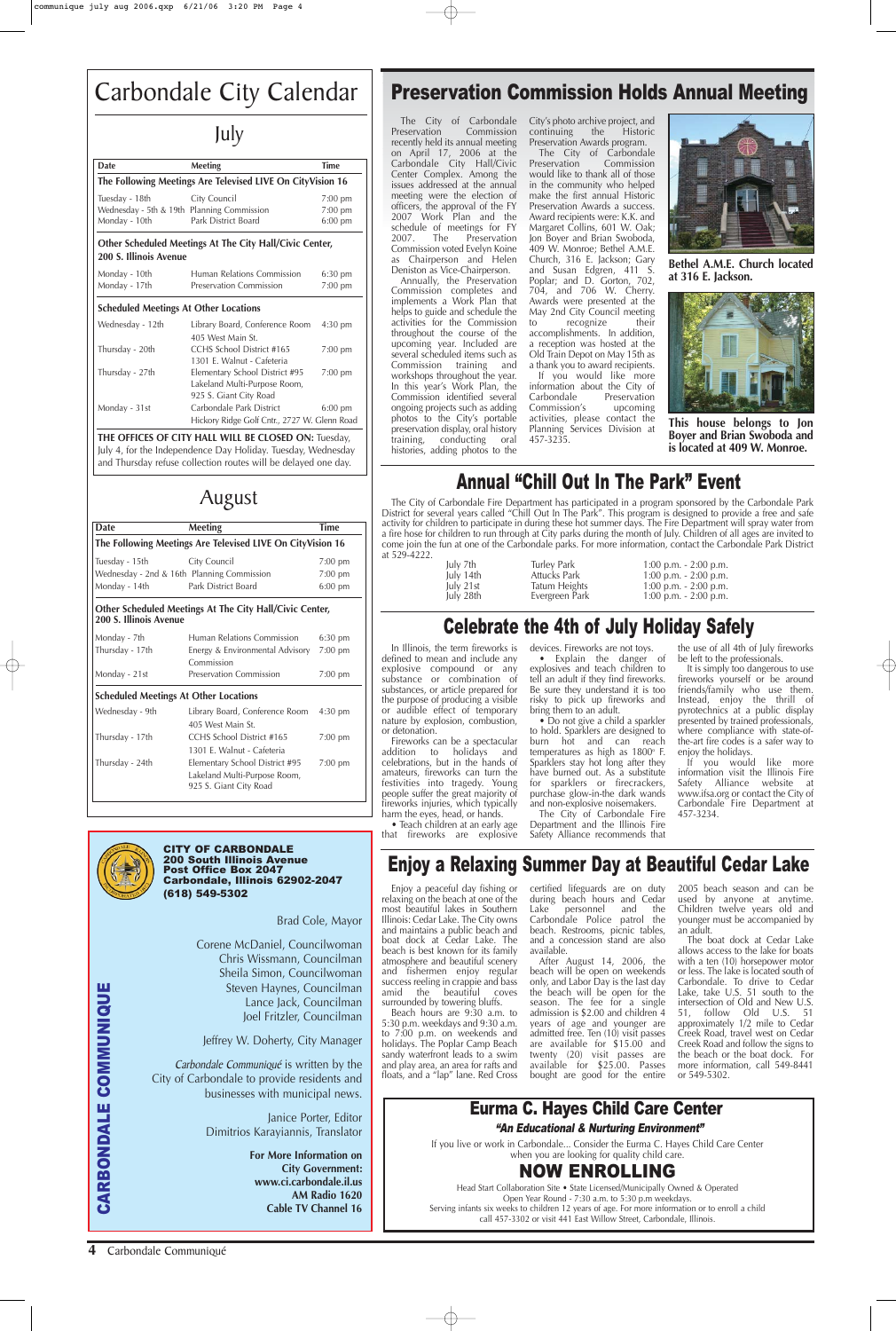# Carbondale City Calendar

## July

| Date | Meeting | Time |
|---|---|---|
| **The Following Meetings Are Televised LIVE On CityVision 16** | | |
| Tuesday - 18th | City Council | 7:00 pm |
| Wednesday - 5th & 19th | Planning Commission | 7:00 pm |
| Monday - 10th | Park District Board | 6:00 pm |
| **Other Scheduled Meetings At The City Hall/Civic Center, 200 S. Illinois Avenue** | | |
| Monday - 10th | Human Relations Commission | 6:30 pm |
| Monday - 17th | Preservation Commission | 7:00 pm |
| **Scheduled Meetings At Other Locations** | | |
| Wednesday - 12th | Library Board, Conference Room 405 West Main St. | 4:30 pm |
| Thursday - 20th | CCHS School District #165 1301 E. Walnut - Cafeteria | 7:00 pm |
| Thursday - 27th | Elementary School District #95 Lakeland Multi-Purpose Room, 925 S. Giant City Road | 7:00 pm |
| Monday - 31st | Carbondale Park District Hickory Ridge Golf Cntr., 2727 W. Glenn Road | 6:00 pm |

**THE OFFICES OF CITY HALL WILL BE CLOSED ON:** Tuesday, July 4, for the Independence Day Holiday. Tuesday, Wednesday and Thursday refuse collection routes will be delayed one day.

## August

| Date | Meeting | Time |
|---|---|---|
| **The Following Meetings Are Televised LIVE On CityVision 16** | | |
| Tuesday - 15th | City Council | 7:00 pm |
| Wednesday - 2nd & 16th | Planning Commission | 7:00 pm |
| Monday - 14th | Park District Board | 6:00 pm |
| **Other Scheduled Meetings At The City Hall/Civic Center, 200 S. Illinois Avenue** | | |
| Monday - 7th | Human Relations Commission | 6:30 pm |
| Thursday - 17th | Energy & Environmental Advisory Commission | 7:00 pm |
| Monday - 21st | Preservation Commission | 7:00 pm |
| **Scheduled Meetings At Other Locations** | | |
| Wednesday - 9th | Library Board, Conference Room 405 West Main St. | 4:30 pm |
| Thursday - 17th | CCHS School District #165 1301 E. Walnut - Cafeteria | 7:00 pm |
| Thursday - 24th | Elementary School District #95 Lakeland Multi-Purpose Room, 925 S. Giant City Road | 7:00 pm |

**CITY OF CARBONDALE**
**200 South Illinois Avenue**
**Post Office Box 2047**
**Carbondale, Illinois 62902-2047**
**(618) 549-5302**

Brad Cole, Mayor

Corene McDaniel, Councilwoman
Chris Wissmann, Councilman
Sheila Simon, Councilwoman
Steven Haynes, Councilman
Lance Jack, Councilman
Joel Fritzler, Councilman

Jeffrey W. Doherty, City Manager

*Carbondale Communiqué* is written by the City of Carbondale to provide residents and businesses with municipal news.

Janice Porter, Editor
Dimitrios Karayiannis, Translator

**For More Information on City Government:**
**www.ci.carbondale.il.us**
**AM Radio 1620**
**Cable TV Channel 16**

**CARBONDALE COMMUNIQUE**

# Preservation Commission Holds Annual Meeting

The City of Carbondale Preservation Commission recently held its annual meeting on April 17, 2006 at the Carbondale City Hall/Civic Center Complex. Among the issues addressed at the annual meeting were the election of officers, the approval of the FY 2007 Work Plan and the schedule of meetings for FY 2007. The Preservation Commission voted Evelyn Koine as Chairperson and Helen Deniston as Vice-Chairperson.

Annually, the Preservation Commission completes and implements a Work Plan that helps to guide and schedule the activities for the Commission throughout the course of the upcoming year. Included are several scheduled items such as Commission training and workshops throughout the year. In this year's Work Plan, the Commission identified several ongoing projects such as adding photos to the City's portable preservation display, oral history training, conducting oral histories, adding photos to the City's photo archive project, and continuing the Historic Preservation Awards program.

The City of Carbondale Preservation Commission would like to thank all of those in the community who helped make the first annual Historic Preservation Awards a success. Award recipients were: K.K. and Margaret Collins, 601 W. Oak; Jon Boyer and Brian Swoboda, 409 W. Monroe; Bethel A.M.E. Church, 316 E. Jackson; Gary and Susan Edgren, 411 S. Poplar; and D. Gorton, 702, 704, and 706 W. Cherry. Awards were presented at the May 2nd City Council meeting to recognize their accomplishments. In addition, a reception was hosted at the Old Train Depot on May 15th as a thank you to award recipients.

If you would like more information about the City of Carbondale Preservation Commission's upcoming activities, please contact the Planning Services Division at 457-3235.

**Bethel A.M.E. Church located at 316 E. Jackson.**

**This house belongs to Jon Boyer and Brian Swoboda and is located at 409 W. Monroe.**

# Annual "Chill Out In The Park" Event

The City of Carbondale Fire Department has participated in a program sponsored by the Carbondale Park District for several years called "Chill Out In The Park". This program is designed to provide a free and safe activity for children to participate in during these hot summer days. The Fire Department will spray water from a fire hose for children to run through at City parks during the month of July. Children of all ages are invited to come join the fun at one of the Carbondale parks. For more information, contact the Carbondale Park District at 529-4222.

| | | |
|---|---|---|
| July 7th | Turley Park | 1:00 p.m. - 2:00 p.m. |
| July 14th | Attucks Park | 1:00 p.m. - 2:00 p.m. |
| July 21st | Tatum Heights | 1:00 p.m. - 2:00 p.m. |
| July 28th | Evergreen Park | 1:00 p.m. - 2:00 p.m. |

# Celebrate the 4th of July Holiday Safely

In Illinois, the term fireworks is defined to mean and include any explosive compound or any substance or combination of substances, or article prepared for the purpose of producing a visible or audible effect of temporary nature by explosion, combustion, or detonation.

Fireworks can be a spectacular addition to holidays and celebrations, but in the hands of amateurs, fireworks can turn the festivities into tragedy. Young people suffer the great majority of fireworks injuries, which typically harm the eyes, head, or hands.

- Teach children at an early age that fireworks are explosive devices. Fireworks are not toys.
- Explain the danger of explosives and teach children to tell an adult if they find fireworks. Be sure they understand it is too risky to pick up fireworks and bring them to an adult.
- Do not give a child a sparkler to hold. Sparklers are designed to burn hot and can reach temperatures as high as 1800° F. Sparklers stay hot long after they have burned out. As a substitute for sparklers or firecrackers, purchase glow-in-the dark wands and non-explosive noisemakers.

The City of Carbondale Fire Department and the Illinois Fire Safety Alliance recommends that the use of all 4th of July fireworks be left to the professionals.

It is simply too dangerous to use fireworks yourself or be around friends/family who use them. Instead, enjoy the thrill of pyrotechnics at a public display presented by trained professionals, where compliance with state-of-the-art fire codes is a safer way to enjoy the holidays.

If you would like more information visit the Illinois Fire Safety Alliance website at www.ifsa.org or contact the City of Carbondale Fire Department at 457-3234.

# Enjoy a Relaxing Summer Day at Beautiful Cedar Lake

Enjoy a peaceful day fishing or relaxing on the beach at one of the most beautiful lakes in Southern Illinois: Cedar Lake. The City owns and maintains a public beach and boat dock at Cedar Lake. The beach is best known for its family atmosphere and beautiful scenery and fishermen enjoy regular success reeling in crappie and bass amid the beautiful coves surrounded by towering bluffs.

Beach hours are 9:30 a.m. to 5:30 p.m. weekdays and 9:30 a.m. to 7:00 p.m. on weekends and holidays. The Poplar Camp Beach sandy waterfront leads to a swim and play area, an area for rafts and floats, and a "lap" lane. Red Cross certified lifeguards are on duty during beach hours and Cedar Lake personnel and the Carbondale Police patrol the beach. Restrooms, picnic tables, and a concession stand are also available.

After August 14, 2006, the beach will be open on weekends only, and Labor Day is the last day the beach will be open for the season. The fee for a single admission is $2.00 and children 4 years of age and younger are admitted free. Ten (10) visit passes are available for $15.00 and twenty (20) visit passes are available for $25.00. Passes bought are good for the entire 2005 beach season and can be used by anyone at anytime. Children twelve years old and younger must be accompanied by an adult.

The boat dock at Cedar Lake allows access to the lake for boats with a ten (10) horsepower motor or less. The lake is located south of Carbondale. To drive to Cedar Lake, take U.S. 51 south to the intersection of Old and New U.S. 51, follow Old U.S. 51 approximately 1/2 mile to Cedar Creek Road, travel west on Cedar Creek Road and follow the signs to the beach or the boat dock. For more information, call 549-8441 or 549-5302.

# Eurma C. Hayes Child Care Center

***"An Educational & Nurturing Environment"***

If you live or work in Carbondale... Consider the Eurma C. Hayes Child Care Center when you are looking for quality child care.

## NOW ENROLLING

Head Start Collaboration Site • State Licensed/Municipally Owned & Operated
Open Year Round - 7:30 a.m. to 5:30 p.m weekdays.
Serving infants six weeks to children 12 years of age. For more information or to enroll a child call 457-3302 or visit 441 East Willow Street, Carbondale, Illinois.